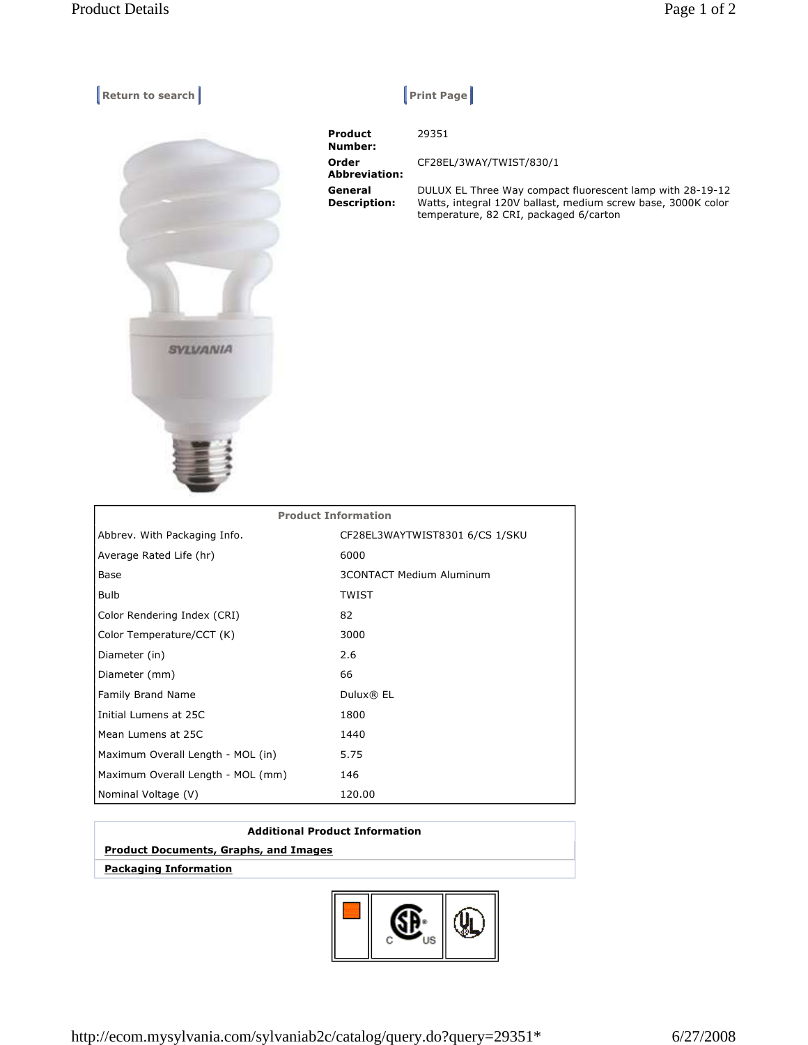Return to search

Print Page

**Product Number:** 29351

**Order Abbreviation:** CF28EL/3WAY/TWIST/830/1

**General Description:** DULUX EL Three Way compact fluorescent lamp with 28-19-12 Watts, integral 120V ballast, medium screw base, 3000K color temperature, 82 CRI, packaged 6/carton

| Product Information | |
|---|---|
| Abbrev. With Packaging Info. | CF28EL3WAYTWIST8301 6/CS 1/SKU |
| Average Rated Life (hr) | 6000 |
| Base | 3CONTACT Medium Aluminum |
| Bulb | TWIST |
| Color Rendering Index (CRI) | 82 |
| Color Temperature/CCT (K) | 3000 |
| Diameter (in) | 2.6 |
| Diameter (mm) | 66 |
| Family Brand Name | Dulux® EL |
| Initial Lumens at 25C | 1800 |
| Mean Lumens at 25C | 1440 |
| Maximum Overall Length - MOL (in) | 5.75 |
| Maximum Overall Length - MOL (mm) | 146 |
| Nominal Voltage (V) | 120.00 |

**Additional Product Information**

**Product Documents, Graphs, and Images**

**Packaging Information**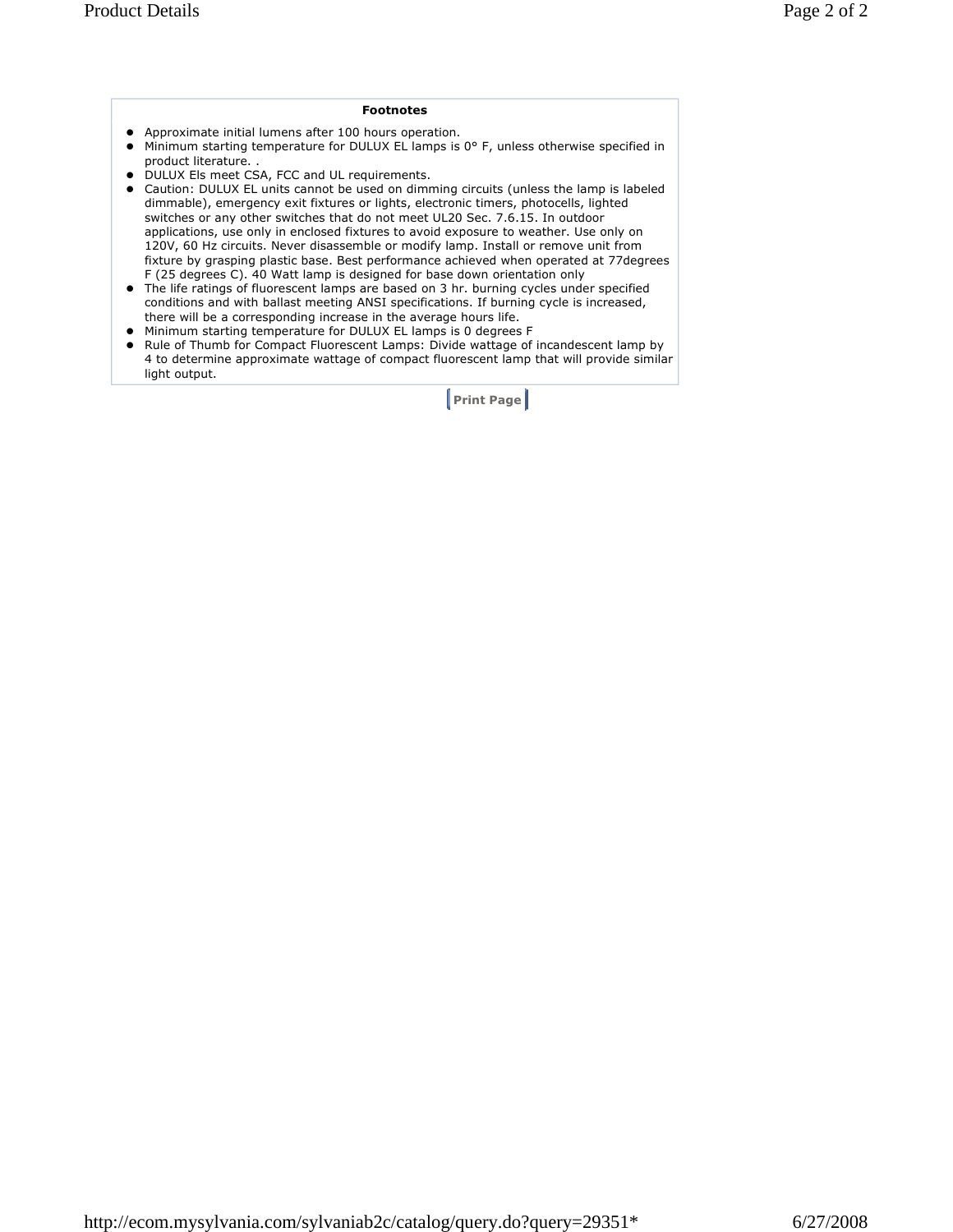**Footnotes**

- Approximate initial lumens after 100 hours operation.
- Minimum starting temperature for DULUX EL lamps is 0° F, unless otherwise specified in product literature. .
- DULUX Els meet CSA, FCC and UL requirements.
- Caution: DULUX EL units cannot be used on dimming circuits (unless the lamp is labeled dimmable), emergency exit fixtures or lights, electronic timers, photocells, lighted switches or any other switches that do not meet UL20 Sec. 7.6.15. In outdoor applications, use only in enclosed fixtures to avoid exposure to weather. Use only on 120V, 60 Hz circuits. Never disassemble or modify lamp. Install or remove unit from fixture by grasping plastic base. Best performance achieved when operated at 77degrees F (25 degrees C). 40 Watt lamp is designed for base down orientation only
- The life ratings of fluorescent lamps are based on 3 hr. burning cycles under specified conditions and with ballast meeting ANSI specifications. If burning cycle is increased, there will be a corresponding increase in the average hours life.
- Minimum starting temperature for DULUX EL lamps is 0 degrees F
- Rule of Thumb for Compact Fluorescent Lamps: Divide wattage of incandescent lamp by 4 to determine approximate wattage of compact fluorescent lamp that will provide similar light output.

Print Page